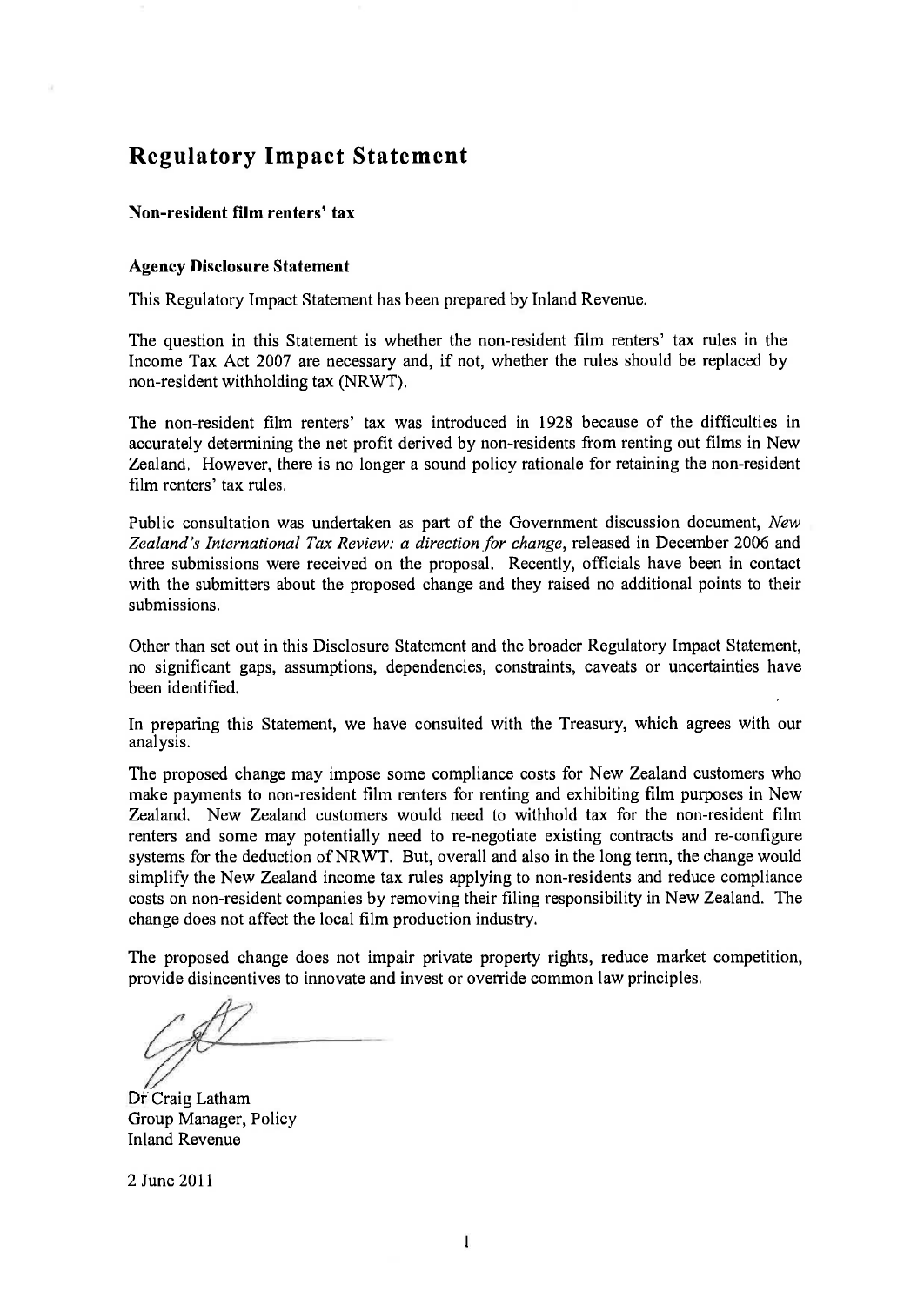# Regulatory Impact Statement

**Non-resident film renters' tax**

**Agency Disclosure Statement**

This Regulatory Impact Statement has been prepared by Inland Revenue.

The question in this Statement is whether the non-resident film renters' tax rules in the Income Tax Act 2007 are necessary and, if not, whether the rules should be replaced by non-resident withholding tax (NRWT).

The non-resident film renters' tax was introduced in 1928 because of the difficulties in accurately determining the net profit derived by non-residents from renting out films in New Zealand. However, there is no longer a sound policy rationale for retaining the non-resident film renters' tax rules.

Public consultation was undertaken as part of the Government discussion document, *New Zealand's International Tax Review: a direction for change*, released in December 2006 and three submissions were received on the proposal. Recently, officials have been in contact with the submitters about the proposed change and they raised no additional points to their submissions.

Other than set out in this Disclosure Statement and the broader Regulatory Impact Statement, no significant gaps, assumptions, dependencies, constraints, caveats or uncertainties have been identified.

In preparing this Statement, we have consulted with the Treasury, which agrees with our analysis.

The proposed change may impose some compliance costs for New Zealand customers who make payments to non-resident film renters for renting and exhibiting film purposes in New Zealand. New Zealand customers would need to withhold tax for the non-resident film renters and some may potentially need to re-negotiate existing contracts and re-configure systems for the deduction of NRWT. But, overall and also in the long term, the change would simplify the New Zealand income tax rules applying to non-residents and reduce compliance costs on non-resident companies by removing their filing responsibility in New Zealand. The change does not affect the local film production industry.

The proposed change does not impair private property rights, reduce market competition, provide disincentives to innovate and invest or override common law principles.

Dr Craig Latham
Group Manager, Policy
Inland Revenue

2 June 2011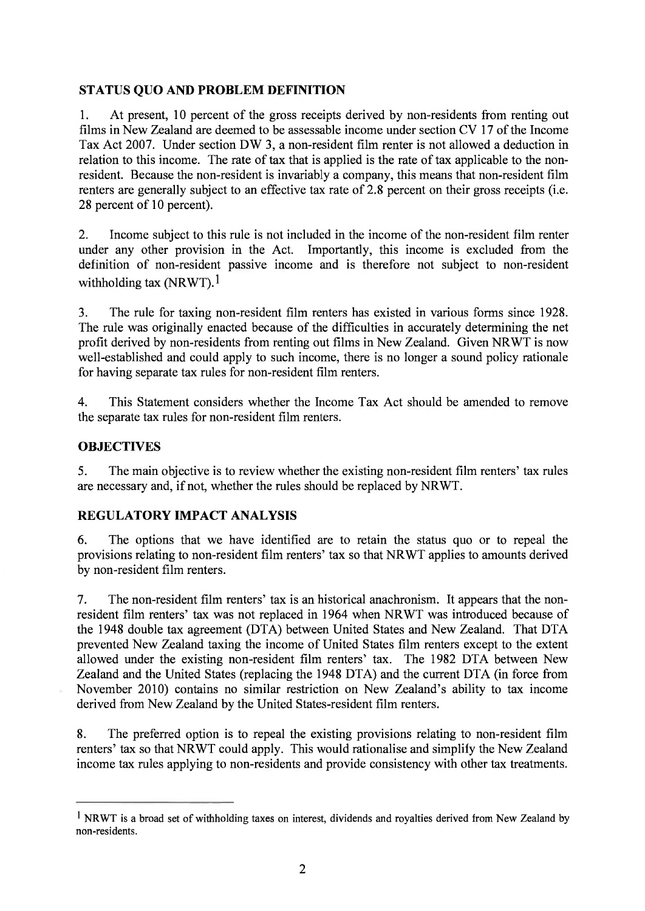## STATUS QUO AND PROBLEM DEFINITION

1. At present, 10 percent of the gross receipts derived by non-residents from renting out films in New Zealand are deemed to be assessable income under section CV 17 of the Income Tax Act 2007. Under section DW 3, a non-resident film renter is not allowed a deduction in relation to this income. The rate of tax that is applied is the rate of tax applicable to the non-resident. Because the non-resident is invariably a company, this means that non-resident film renters are generally subject to an effective tax rate of 2.8 percent on their gross receipts (i.e. 28 percent of 10 percent).

2. Income subject to this rule is not included in the income of the non-resident film renter under any other provision in the Act. Importantly, this income is excluded from the definition of non-resident passive income and is therefore not subject to non-resident withholding tax (NRWT).[1]

3. The rule for taxing non-resident film renters has existed in various forms since 1928. The rule was originally enacted because of the difficulties in accurately determining the net profit derived by non-residents from renting out films in New Zealand. Given NRWT is now well-established and could apply to such income, there is no longer a sound policy rationale for having separate tax rules for non-resident film renters.

4. This Statement considers whether the Income Tax Act should be amended to remove the separate tax rules for non-resident film renters.

## OBJECTIVES

5. The main objective is to review whether the existing non-resident film renters' tax rules are necessary and, if not, whether the rules should be replaced by NRWT.

## REGULATORY IMPACT ANALYSIS

6. The options that we have identified are to retain the status quo or to repeal the provisions relating to non-resident film renters' tax so that NRWT applies to amounts derived by non-resident film renters.

7. The non-resident film renters' tax is an historical anachronism. It appears that the non-resident film renters' tax was not replaced in 1964 when NRWT was introduced because of the 1948 double tax agreement (DTA) between United States and New Zealand. That DTA prevented New Zealand taxing the income of United States film renters except to the extent allowed under the existing non-resident film renters' tax. The 1982 DTA between New Zealand and the United States (replacing the 1948 DTA) and the current DTA (in force from November 2010) contains no similar restriction on New Zealand's ability to tax income derived from New Zealand by the United States-resident film renters.

8. The preferred option is to repeal the existing provisions relating to non-resident film renters' tax so that NRWT could apply. This would rationalise and simplify the New Zealand income tax rules applying to non-residents and provide consistency with other tax treatments.

---

[1] NRWT is a broad set of withholding taxes on interest, dividends and royalties derived from New Zealand by non-residents.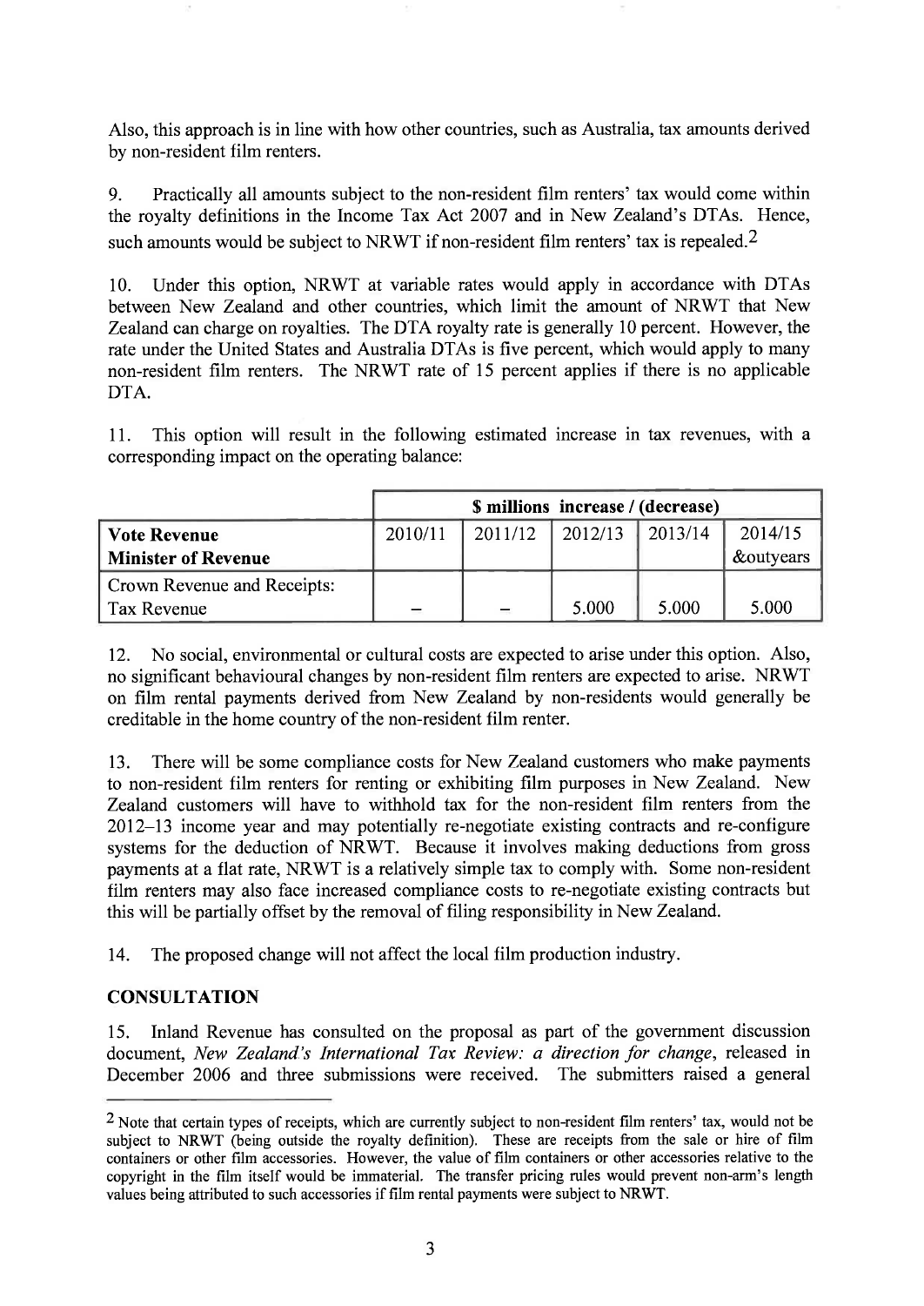Also, this approach is in line with how other countries, such as Australia, tax amounts derived by non-resident film renters.

9. Practically all amounts subject to the non-resident film renters' tax would come within the royalty definitions in the Income Tax Act 2007 and in New Zealand's DTAs. Hence, such amounts would be subject to NRWT if non-resident film renters' tax is repealed.[2]

10. Under this option, NRWT at variable rates would apply in accordance with DTAs between New Zealand and other countries, which limit the amount of NRWT that New Zealand can charge on royalties. The DTA royalty rate is generally 10 percent. However, the rate under the United States and Australia DTAs is five percent, which would apply to many non-resident film renters. The NRWT rate of 15 percent applies if there is no applicable DTA.

11. This option will result in the following estimated increase in tax revenues, with a corresponding impact on the operating balance:

| | $ millions increase / (decrease) | | | | |
|---|---|---|---|---|---|
| **Vote Revenue**<br>**Minister of Revenue** | 2010/11 | 2011/12 | 2012/13 | 2013/14 | 2014/15 &outyears |
| Crown Revenue and Receipts:<br>Tax Revenue | – | – | 5.000 | 5.000 | 5.000 |

12. No social, environmental or cultural costs are expected to arise under this option. Also, no significant behavioural changes by non-resident film renters are expected to arise. NRWT on film rental payments derived from New Zealand by non-residents would generally be creditable in the home country of the non-resident film renter.

13. There will be some compliance costs for New Zealand customers who make payments to non-resident film renters for renting or exhibiting film purposes in New Zealand. New Zealand customers will have to withhold tax for the non-resident film renters from the 2012–13 income year and may potentially re-negotiate existing contracts and re-configure systems for the deduction of NRWT. Because it involves making deductions from gross payments at a flat rate, NRWT is a relatively simple tax to comply with. Some non-resident film renters may also face increased compliance costs to re-negotiate existing contracts but this will be partially offset by the removal of filing responsibility in New Zealand.

14. The proposed change will not affect the local film production industry.

## CONSULTATION

15. Inland Revenue has consulted on the proposal as part of the government discussion document, *New Zealand's International Tax Review: a direction for change*, released in December 2006 and three submissions were received. The submitters raised a general

---

[2] Note that certain types of receipts, which are currently subject to non-resident film renters' tax, would not be subject to NRWT (being outside the royalty definition). These are receipts from the sale or hire of film containers or other film accessories. However, the value of film containers or other accessories relative to the copyright in the film itself would be immaterial. The transfer pricing rules would prevent non-arm's length values being attributed to such accessories if film rental payments were subject to NRWT.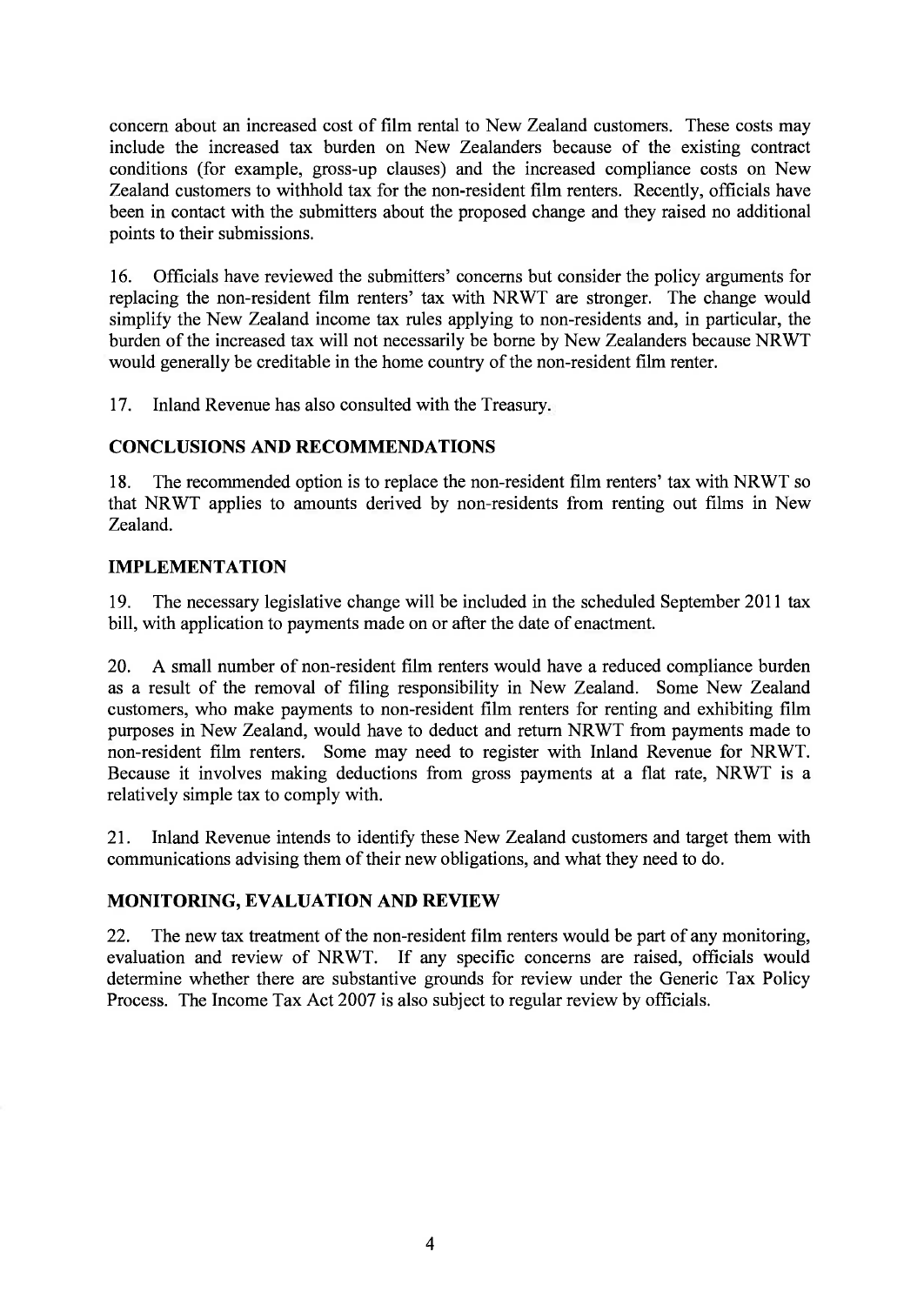concern about an increased cost of film rental to New Zealand customers. These costs may include the increased tax burden on New Zealanders because of the existing contract conditions (for example, gross-up clauses) and the increased compliance costs on New Zealand customers to withhold tax for the non-resident film renters. Recently, officials have been in contact with the submitters about the proposed change and they raised no additional points to their submissions.

16. Officials have reviewed the submitters' concerns but consider the policy arguments for replacing the non-resident film renters' tax with NRWT are stronger. The change would simplify the New Zealand income tax rules applying to non-residents and, in particular, the burden of the increased tax will not necessarily be borne by New Zealanders because NRWT would generally be creditable in the home country of the non-resident film renter.

17. Inland Revenue has also consulted with the Treasury.

## CONCLUSIONS AND RECOMMENDATIONS

18. The recommended option is to replace the non-resident film renters' tax with NRWT so that NRWT applies to amounts derived by non-residents from renting out films in New Zealand.

## IMPLEMENTATION

19. The necessary legislative change will be included in the scheduled September 2011 tax bill, with application to payments made on or after the date of enactment.

20. A small number of non-resident film renters would have a reduced compliance burden as a result of the removal of filing responsibility in New Zealand. Some New Zealand customers, who make payments to non-resident film renters for renting and exhibiting film purposes in New Zealand, would have to deduct and return NRWT from payments made to non-resident film renters. Some may need to register with Inland Revenue for NRWT. Because it involves making deductions from gross payments at a flat rate, NRWT is a relatively simple tax to comply with.

21. Inland Revenue intends to identify these New Zealand customers and target them with communications advising them of their new obligations, and what they need to do.

## MONITORING, EVALUATION AND REVIEW

22. The new tax treatment of the non-resident film renters would be part of any monitoring, evaluation and review of NRWT. If any specific concerns are raised, officials would determine whether there are substantive grounds for review under the Generic Tax Policy Process. The Income Tax Act 2007 is also subject to regular review by officials.